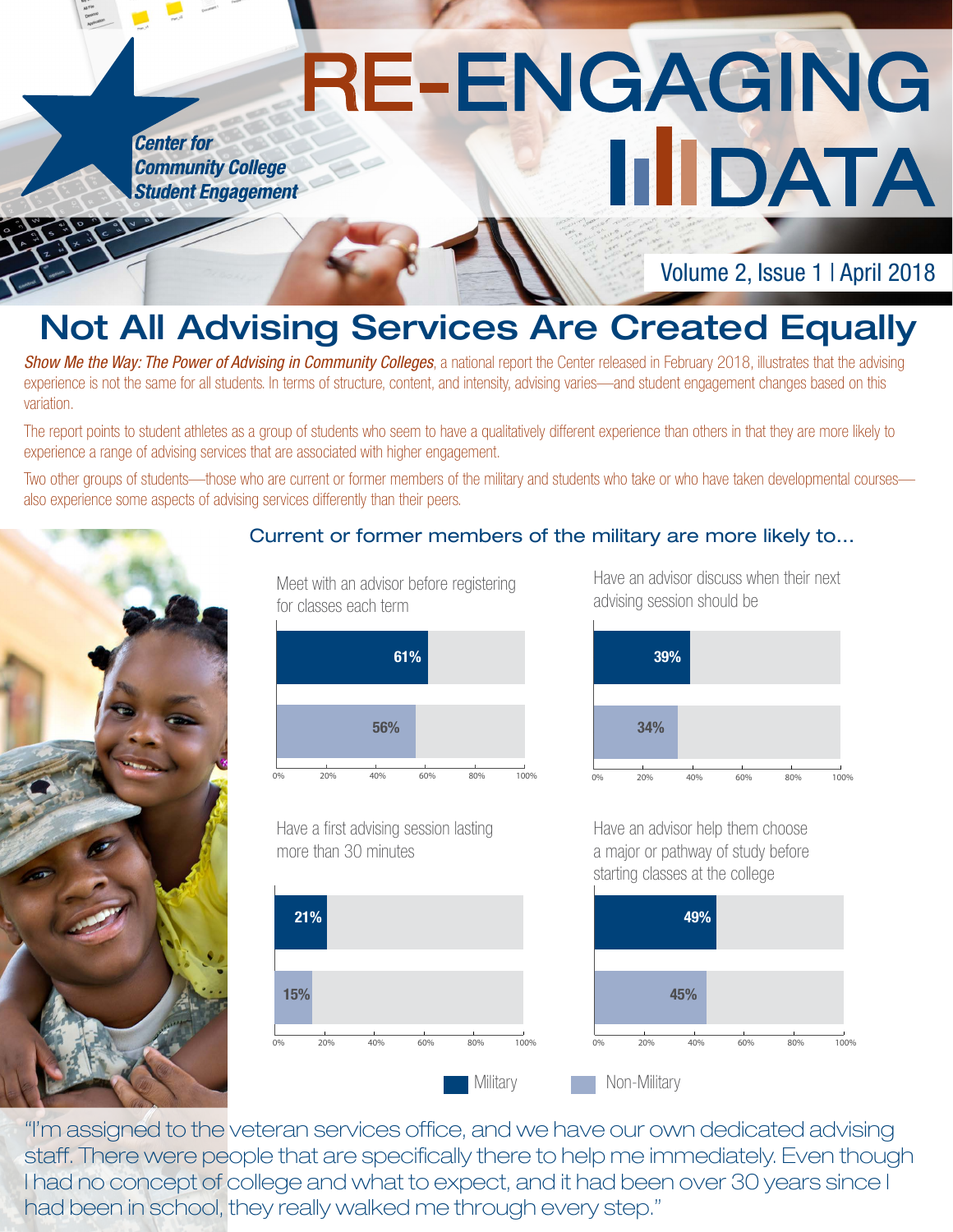Center for Community College Student Engagement

# RE-ENGAGING DATA

Volume 2, Issue 1 | April 2018

## Not All Advising Services Are Created Equally

*Show Me the Way: The Power of Advising in Community Colleges*, a national report the Center released in February 2018, illustrates that the advising experience is not the same for all students. In terms of structure, content, and intensity, advising varies—and student engagement changes based on this variation.

The report points to student athletes as a group of students who seem to have a qualitatively different experience than others in that they are more likely to experience a range of advising services that are associated with higher engagement.

Two other groups of students—those who are current or former members of the military and students who take or who have taken developmental courses—also experience some aspects of advising services differently than their peers.

### Current or former members of the military are more likely to...

| | Military | Non-Military |
|---|---|---|
| Meet with an advisor before registering for classes each term | 61% | 56% |
| Have an advisor discuss when their next advising session should be | 39% | 34% |
| Have a first advising session lasting more than 30 minutes | 21% | 15% |
| Have an advisor help them choose a major or pathway of study before starting classes at the college | 49% | 45% |

"I'm assigned to the veteran services office, and we have our own dedicated advising staff. There were people that are specifically there to help me immediately. Even though I had no concept of college and what to expect, and it had been over 30 years since I had been in school, they really walked me through every step."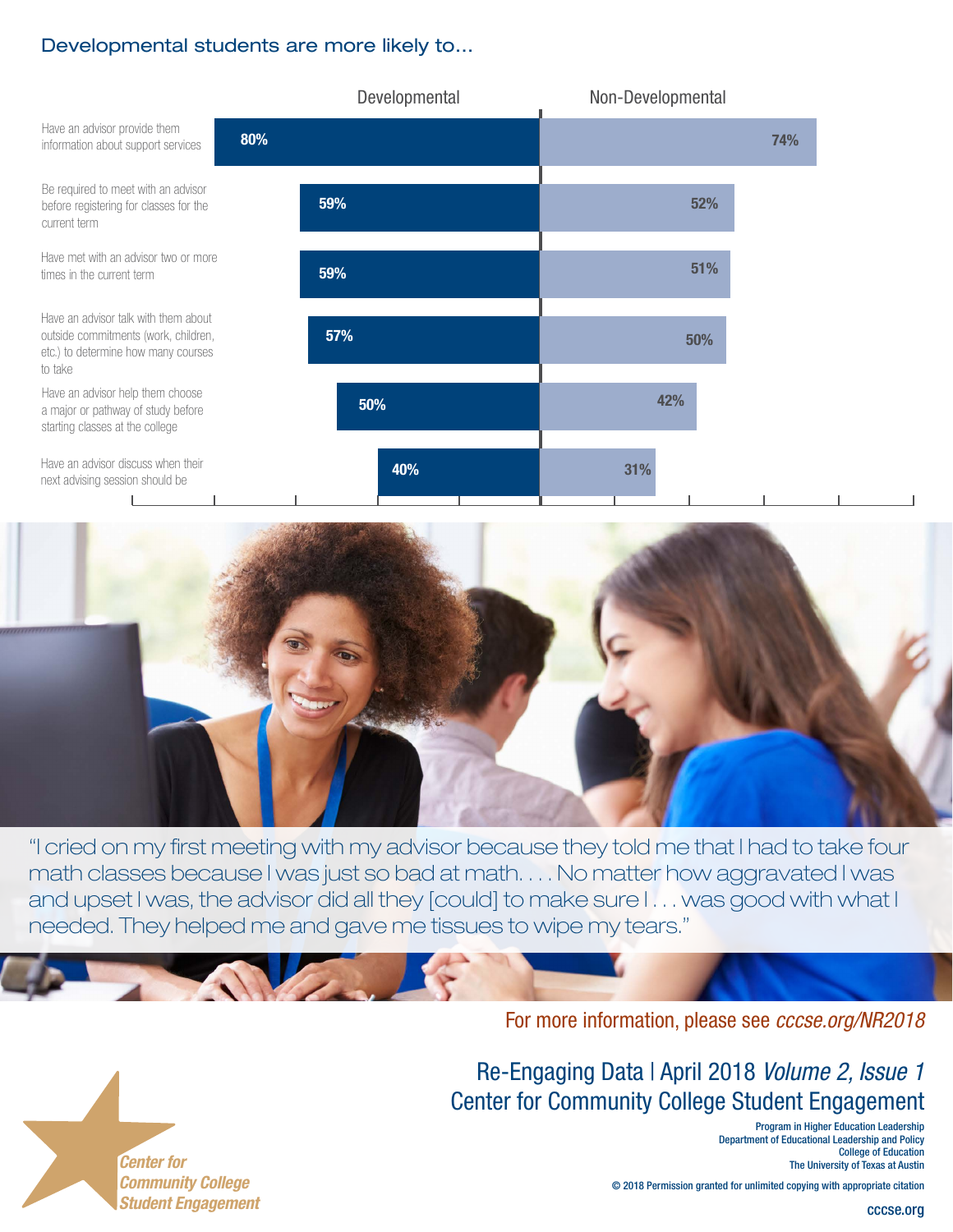## Developmental students are more likely to...

Developmental

Non-Developmental

Have an advisor provide them information about support services
80%
74%

Be required to meet with an advisor before registering for classes for the current term
59%
52%

Have met with an advisor two or more times in the current term
59%
51%

Have an advisor talk with them about outside commitments (work, children, etc.) to determine how many courses to take
57%
50%

Have an advisor help them choose a major or pathway of study before starting classes at the college
50%
42%

Have an advisor discuss when their next advising session should be
40%
31%

"I cried on my first meeting with my advisor because they told me that I had to take four math classes because I was just so bad at math. . . . No matter how aggravated I was and upset I was, the advisor did all they [could] to make sure I . . . was good with what I needed. They helped me and gave me tissues to wipe my tears."

For more information, please see *cccse.org/NR2018*

Re-Engaging Data | April 2018 *Volume 2, Issue 1*
Center for Community College Student Engagement

Program in Higher Education Leadership
Department of Educational Leadership and Policy
College of Education
The University of Texas at Austin

© 2018 Permission granted for unlimited copying with appropriate citation

*Center for Community College Student Engagement*

cccse.org